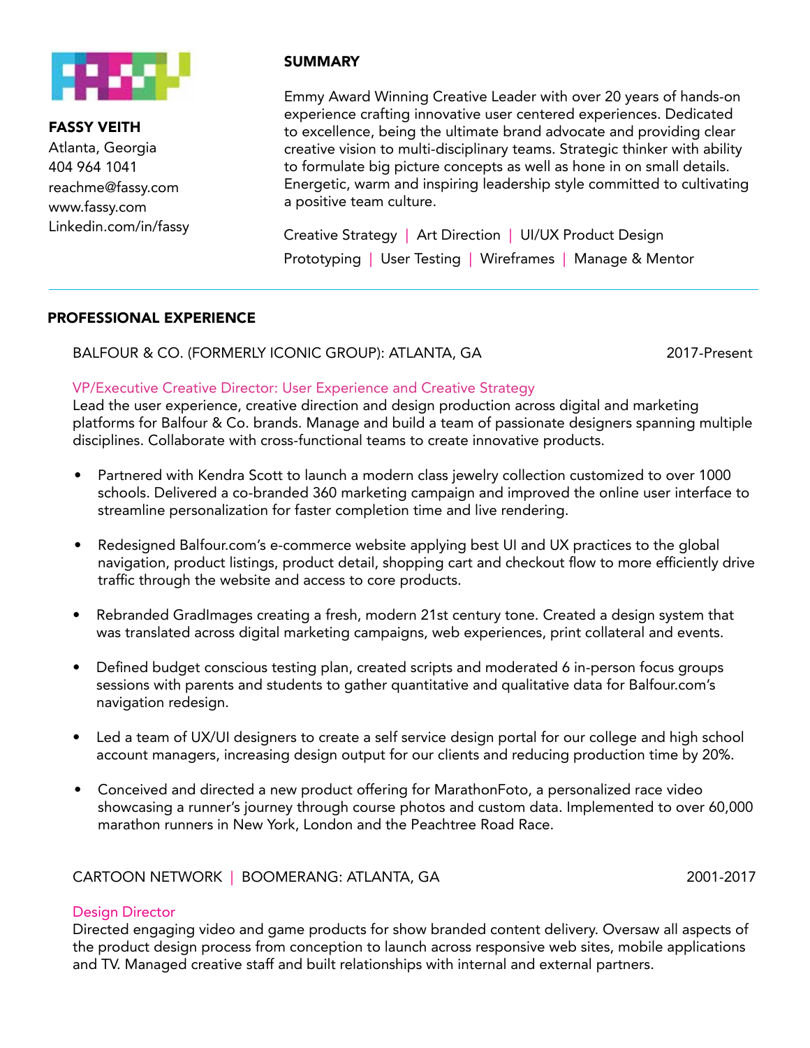**FASSY VEITH**
Atlanta, Georgia
404 964 1041
reachme@fassy.com
www.fassy.com
Linkedin.com/in/fassy

## SUMMARY

Emmy Award Winning Creative Leader with over 20 years of hands-on experience crafting innovative user centered experiences. Dedicated to excellence, being the ultimate brand advocate and providing clear creative vision to multi-disciplinary teams. Strategic thinker with ability to formulate big picture concepts as well as hone in on small details. Energetic, warm and inspiring leadership style committed to cultivating a positive team culture.

Creative Strategy | Art Direction | UI/UX Product Design
Prototyping | User Testing | Wireframes | Manage & Mentor

---

## PROFESSIONAL EXPERIENCE

### BALFOUR & CO. (FORMERLY ICONIC GROUP): ATLANTA, GA — 2017-Present

**VP/Executive Creative Director: User Experience and Creative Strategy**
Lead the user experience, creative direction and design production across digital and marketing platforms for Balfour & Co. brands. Manage and build a team of passionate designers spanning multiple disciplines. Collaborate with cross-functional teams to create innovative products.

- Partnered with Kendra Scott to launch a modern class jewelry collection customized to over 1000 schools. Delivered a co-branded 360 marketing campaign and improved the online user interface to streamline personalization for faster completion time and live rendering.
- Redesigned Balfour.com's e-commerce website applying best UI and UX practices to the global navigation, product listings, product detail, shopping cart and checkout flow to more efficiently drive traffic through the website and access to core products.
- Rebranded GradImages creating a fresh, modern 21st century tone. Created a design system that was translated across digital marketing campaigns, web experiences, print collateral and events.
- Defined budget conscious testing plan, created scripts and moderated 6 in-person focus groups sessions with parents and students to gather quantitative and qualitative data for Balfour.com's navigation redesign.
- Led a team of UX/UI designers to create a self service design portal for our college and high school account managers, increasing design output for our clients and reducing production time by 20%.
- Conceived and directed a new product offering for MarathonFoto, a personalized race video showcasing a runner's journey through course photos and custom data. Implemented to over 60,000 marathon runners in New York, London and the Peachtree Road Race.

### CARTOON NETWORK | BOOMERANG: ATLANTA, GA — 2001-2017

**Design Director**
Directed engaging video and game products for show branded content delivery. Oversaw all aspects of the product design process from conception to launch across responsive web sites, mobile applications and TV. Managed creative staff and built relationships with internal and external partners.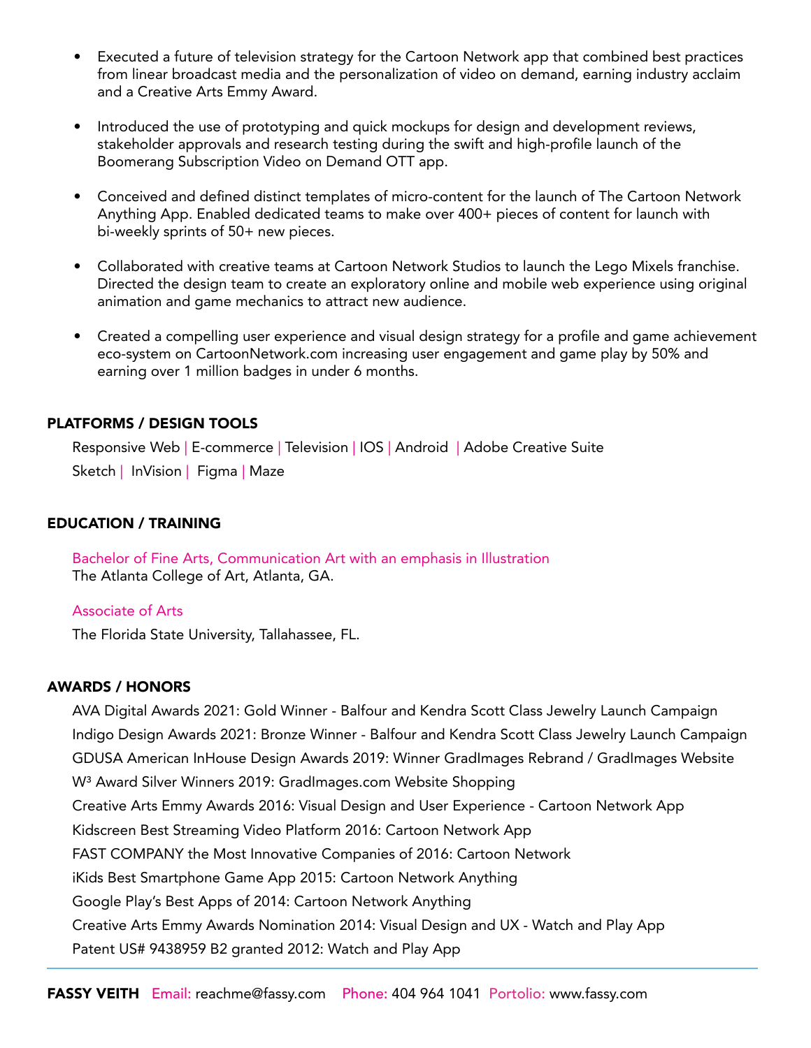- Executed a future of television strategy for the Cartoon Network app that combined best practices from linear broadcast media and the personalization of video on demand, earning industry acclaim and a Creative Arts Emmy Award.
- Introduced the use of prototyping and quick mockups for design and development reviews, stakeholder approvals and research testing during the swift and high-profile launch of the Boomerang Subscription Video on Demand OTT app.
- Conceived and defined distinct templates of micro-content for the launch of The Cartoon Network Anything App. Enabled dedicated teams to make over 400+ pieces of content for launch with bi-weekly sprints of 50+ new pieces.
- Collaborated with creative teams at Cartoon Network Studios to launch the Lego Mixels franchise. Directed the design team to create an exploratory online and mobile web experience using original animation and game mechanics to attract new audience.
- Created a compelling user experience and visual design strategy for a profile and game achievement eco-system on CartoonNetwork.com increasing user engagement and game play by 50% and earning over 1 million badges in under 6 months.

## PLATFORMS / DESIGN TOOLS

Responsive Web | E-commerce | Television | IOS | Android | Adobe Creative Suite
Sketch | InVision | Figma | Maze

## EDUCATION / TRAINING

Bachelor of Fine Arts, Communication Art with an emphasis in Illustration
The Atlanta College of Art, Atlanta, GA.

Associate of Arts
The Florida State University, Tallahassee, FL.

## AWARDS / HONORS

AVA Digital Awards 2021: Gold Winner - Balfour and Kendra Scott Class Jewelry Launch Campaign
Indigo Design Awards 2021: Bronze Winner - Balfour and Kendra Scott Class Jewelry Launch Campaign
GDUSA American InHouse Design Awards 2019: Winner GradImages Rebrand / GradImages Website
W³ Award Silver Winners 2019: GradImages.com Website Shopping
Creative Arts Emmy Awards 2016: Visual Design and User Experience - Cartoon Network App
Kidscreen Best Streaming Video Platform 2016: Cartoon Network App
FAST COMPANY the Most Innovative Companies of 2016: Cartoon Network
iKids Best Smartphone Game App 2015: Cartoon Network Anything
Google Play's Best Apps of 2014: Cartoon Network Anything
Creative Arts Emmy Awards Nomination 2014: Visual Design and UX - Watch and Play App
Patent US# 9438959 B2 granted 2012: Watch and Play App

**FASSY VEITH** Email: reachme@fassy.com Phone: 404 964 1041 Portolio: www.fassy.com